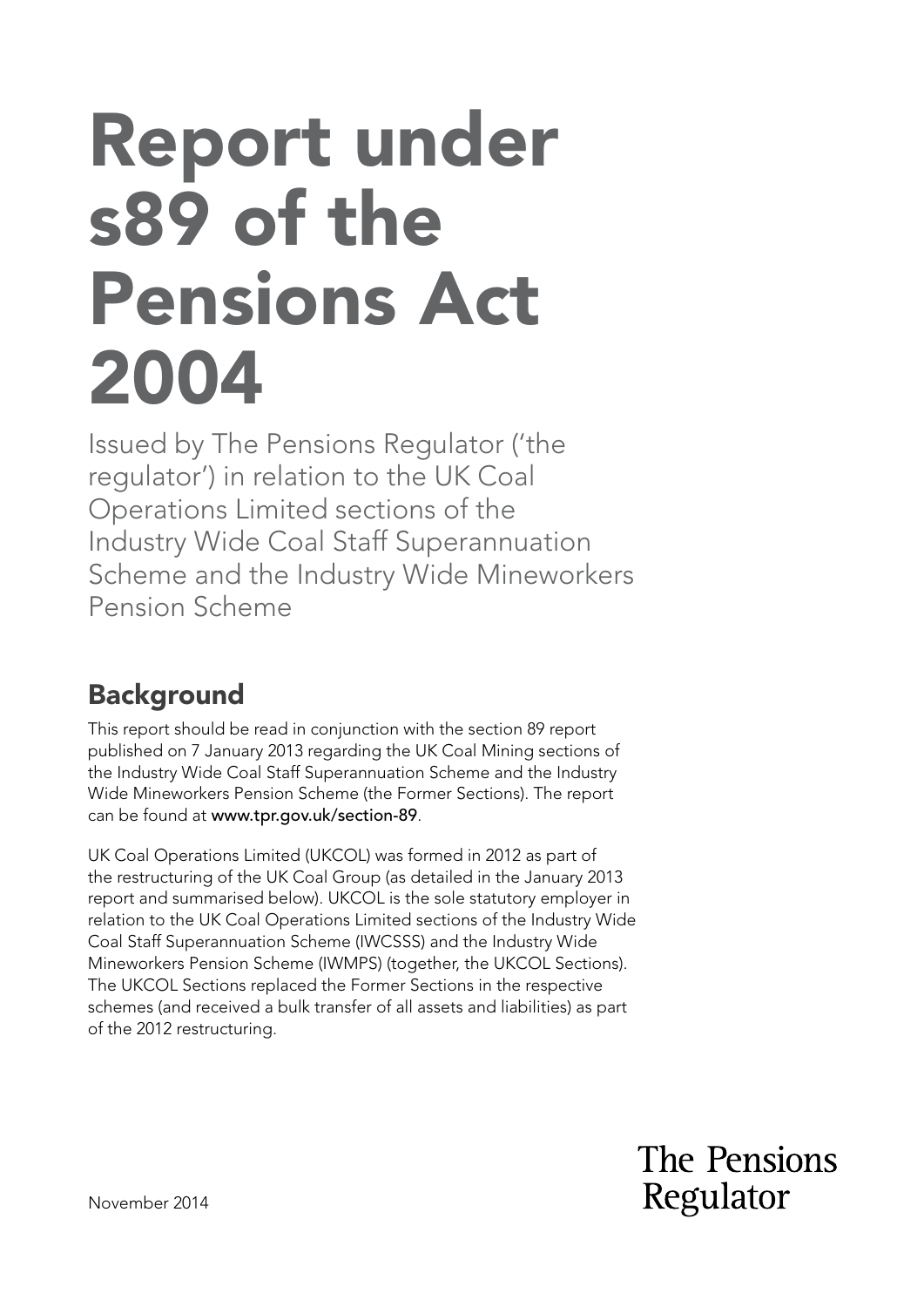# Report under s89 of the Pensions Act 2004

Issued by The Pensions Regulator ('the regulator') in relation to the UK Coal Operations Limited sections of the Industry Wide Coal Staff Superannuation Scheme and the Industry Wide Mineworkers Pension Scheme

## Background

This report should be read in conjunction with the section 89 report published on 7 January 2013 regarding the UK Coal Mining sections of the Industry Wide Coal Staff Superannuation Scheme and the Industry Wide Mineworkers Pension Scheme (the Former Sections). The report can be found at **www.tpr.gov.uk/section-89**.

UK Coal Operations Limited (UKCOL) was formed in 2012 as part of the restructuring of the UK Coal Group (as detailed in the January 2013 report and summarised below). UKCOL is the sole statutory employer in relation to the UK Coal Operations Limited sections of the Industry Wide Coal Staff Superannuation Scheme (IWCSSS) and the Industry Wide Mineworkers Pension Scheme (IWMPS) (together, the UKCOL Sections). The UKCOL Sections replaced the Former Sections in the respective schemes (and received a bulk transfer of all assets and liabilities) as part of the 2012 restructuring.

November 2014

The Pensions Regulator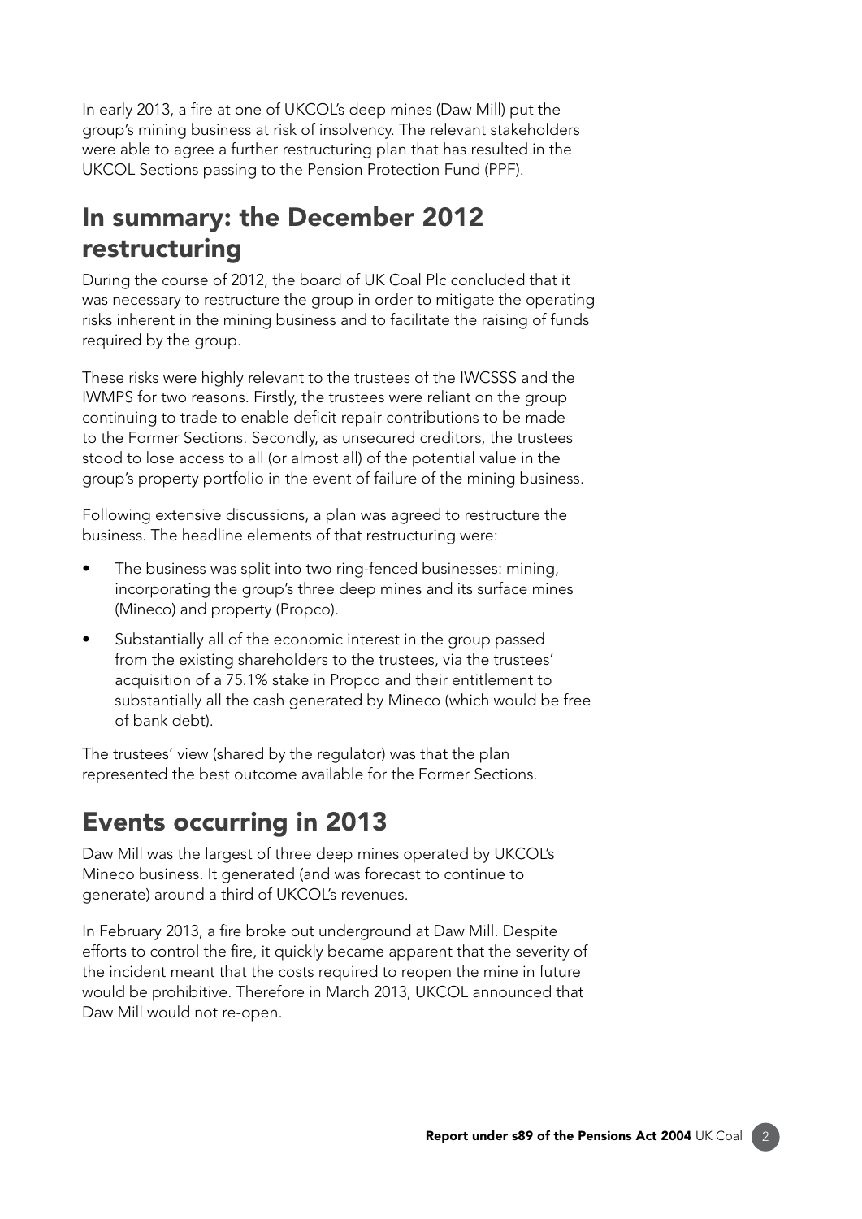In early 2013, a fire at one of UKCOL's deep mines (Daw Mill) put the group's mining business at risk of insolvency. The relevant stakeholders were able to agree a further restructuring plan that has resulted in the UKCOL Sections passing to the Pension Protection Fund (PPF).

## In summary: the December 2012 restructuring

During the course of 2012, the board of UK Coal Plc concluded that it was necessary to restructure the group in order to mitigate the operating risks inherent in the mining business and to facilitate the raising of funds required by the group.

These risks were highly relevant to the trustees of the IWCSSS and the IWMPS for two reasons. Firstly, the trustees were reliant on the group continuing to trade to enable deficit repair contributions to be made to the Former Sections. Secondly, as unsecured creditors, the trustees stood to lose access to all (or almost all) of the potential value in the group's property portfolio in the event of failure of the mining business.

Following extensive discussions, a plan was agreed to restructure the business. The headline elements of that restructuring were:

- The business was split into two ring-fenced businesses: mining, incorporating the group's three deep mines and its surface mines (Mineco) and property (Propco).
- Substantially all of the economic interest in the group passed from the existing shareholders to the trustees, via the trustees' acquisition of a 75.1% stake in Propco and their entitlement to substantially all the cash generated by Mineco (which would be free of bank debt).

The trustees' view (shared by the regulator) was that the plan represented the best outcome available for the Former Sections.

## Events occurring in 2013

Daw Mill was the largest of three deep mines operated by UKCOL's Mineco business. It generated (and was forecast to continue to generate) around a third of UKCOL's revenues.

In February 2013, a fire broke out underground at Daw Mill. Despite efforts to control the fire, it quickly became apparent that the severity of the incident meant that the costs required to reopen the mine in future would be prohibitive. Therefore in March 2013, UKCOL announced that Daw Mill would not re-open.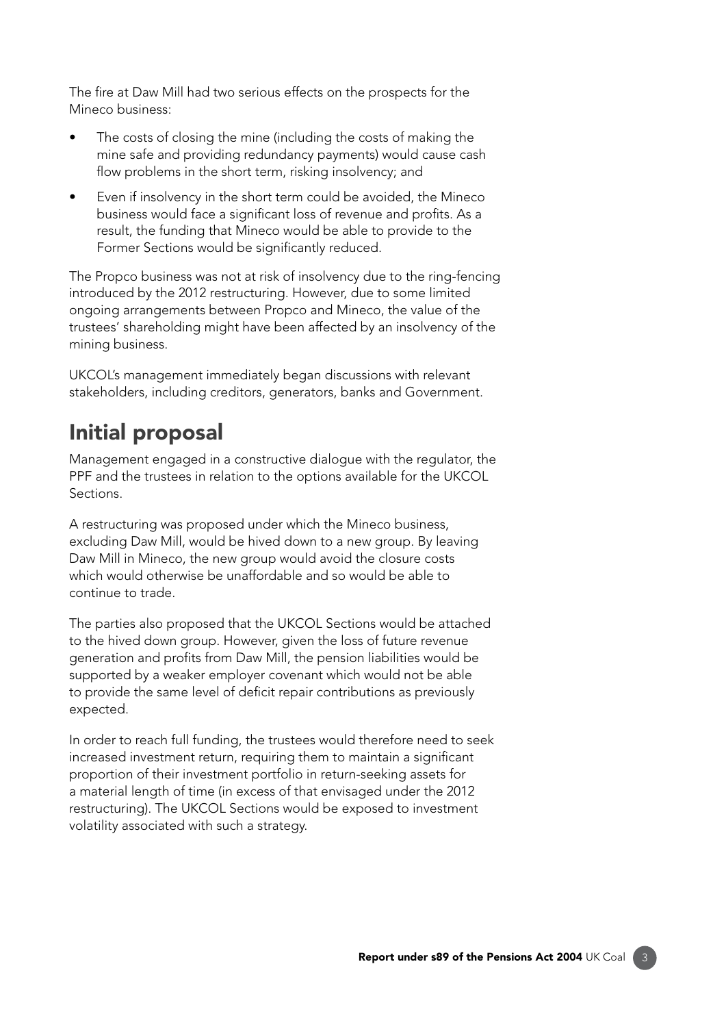The fire at Daw Mill had two serious effects on the prospects for the Mineco business:

- The costs of closing the mine (including the costs of making the mine safe and providing redundancy payments) would cause cash flow problems in the short term, risking insolvency; and
- Even if insolvency in the short term could be avoided, the Mineco business would face a significant loss of revenue and profits. As a result, the funding that Mineco would be able to provide to the Former Sections would be significantly reduced.

The Propco business was not at risk of insolvency due to the ring-fencing introduced by the 2012 restructuring. However, due to some limited ongoing arrangements between Propco and Mineco, the value of the trustees' shareholding might have been affected by an insolvency of the mining business.

UKCOL's management immediately began discussions with relevant stakeholders, including creditors, generators, banks and Government.

## Initial proposal

Management engaged in a constructive dialogue with the regulator, the PPF and the trustees in relation to the options available for the UKCOL Sections.

A restructuring was proposed under which the Mineco business, excluding Daw Mill, would be hived down to a new group. By leaving Daw Mill in Mineco, the new group would avoid the closure costs which would otherwise be unaffordable and so would be able to continue to trade.

The parties also proposed that the UKCOL Sections would be attached to the hived down group. However, given the loss of future revenue generation and profits from Daw Mill, the pension liabilities would be supported by a weaker employer covenant which would not be able to provide the same level of deficit repair contributions as previously expected.

In order to reach full funding, the trustees would therefore need to seek increased investment return, requiring them to maintain a significant proportion of their investment portfolio in return-seeking assets for a material length of time (in excess of that envisaged under the 2012 restructuring). The UKCOL Sections would be exposed to investment volatility associated with such a strategy.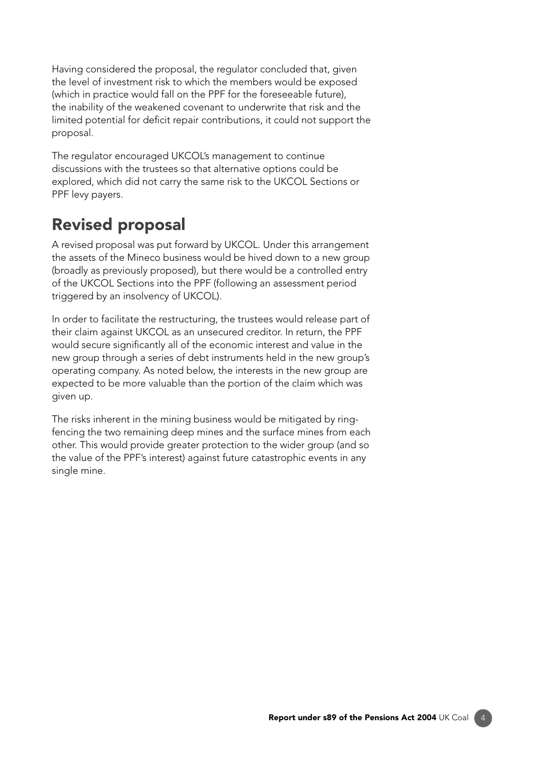Having considered the proposal, the regulator concluded that, given the level of investment risk to which the members would be exposed (which in practice would fall on the PPF for the foreseeable future), the inability of the weakened covenant to underwrite that risk and the limited potential for deficit repair contributions, it could not support the proposal.

The regulator encouraged UKCOL's management to continue discussions with the trustees so that alternative options could be explored, which did not carry the same risk to the UKCOL Sections or PPF levy payers.

## Revised proposal

A revised proposal was put forward by UKCOL. Under this arrangement the assets of the Mineco business would be hived down to a new group (broadly as previously proposed), but there would be a controlled entry of the UKCOL Sections into the PPF (following an assessment period triggered by an insolvency of UKCOL).

In order to facilitate the restructuring, the trustees would release part of their claim against UKCOL as an unsecured creditor. In return, the PPF would secure significantly all of the economic interest and value in the new group through a series of debt instruments held in the new group's operating company. As noted below, the interests in the new group are expected to be more valuable than the portion of the claim which was given up.

The risks inherent in the mining business would be mitigated by ring-fencing the two remaining deep mines and the surface mines from each other. This would provide greater protection to the wider group (and so the value of the PPF's interest) against future catastrophic events in any single mine.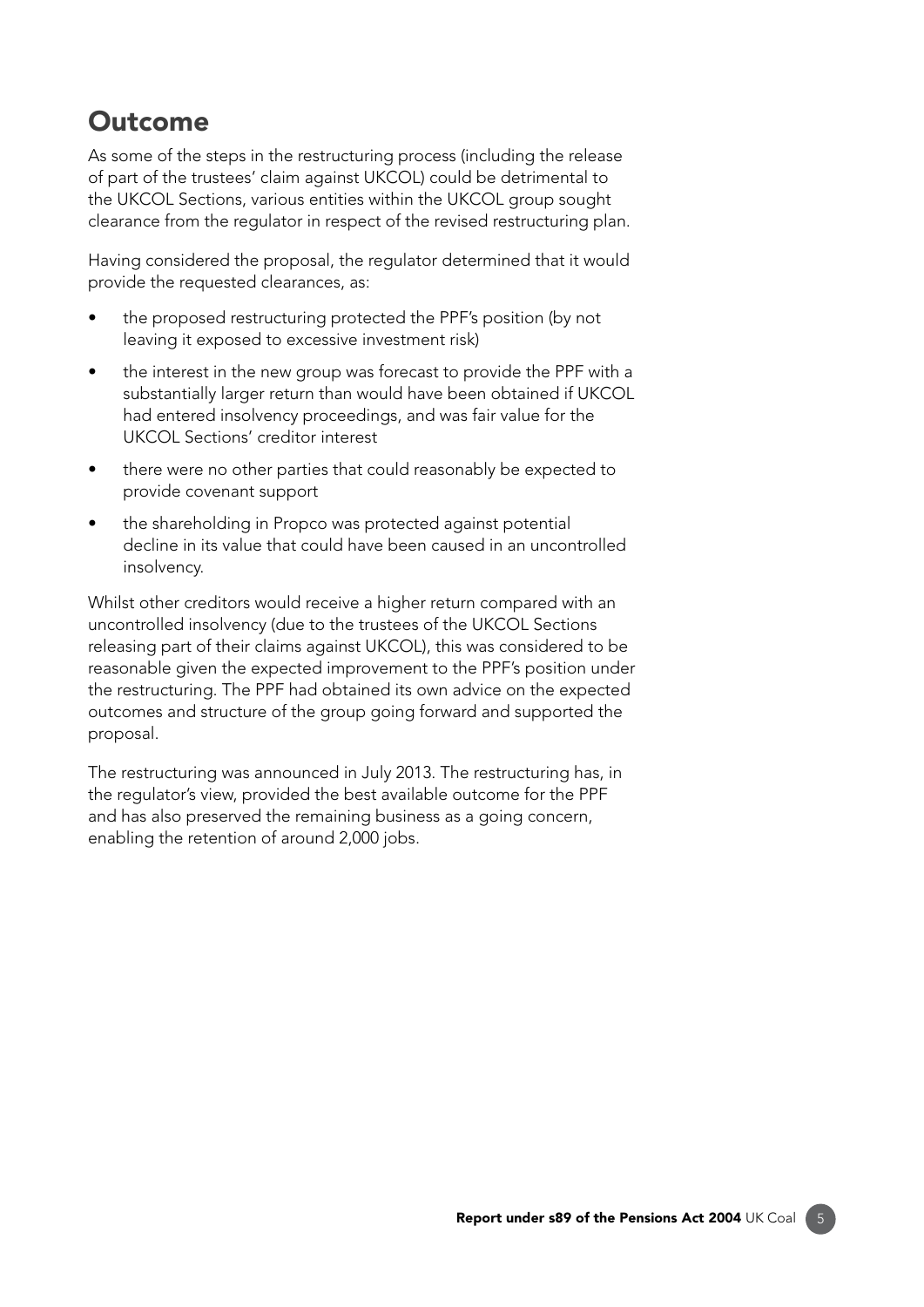## Outcome

As some of the steps in the restructuring process (including the release of part of the trustees' claim against UKCOL) could be detrimental to the UKCOL Sections, various entities within the UKCOL group sought clearance from the regulator in respect of the revised restructuring plan.

Having considered the proposal, the regulator determined that it would provide the requested clearances, as:

- the proposed restructuring protected the PPF's position (by not leaving it exposed to excessive investment risk)
- the interest in the new group was forecast to provide the PPF with a substantially larger return than would have been obtained if UKCOL had entered insolvency proceedings, and was fair value for the UKCOL Sections' creditor interest
- there were no other parties that could reasonably be expected to provide covenant support
- the shareholding in Propco was protected against potential decline in its value that could have been caused in an uncontrolled insolvency.

Whilst other creditors would receive a higher return compared with an uncontrolled insolvency (due to the trustees of the UKCOL Sections releasing part of their claims against UKCOL), this was considered to be reasonable given the expected improvement to the PPF's position under the restructuring. The PPF had obtained its own advice on the expected outcomes and structure of the group going forward and supported the proposal.

The restructuring was announced in July 2013. The restructuring has, in the regulator's view, provided the best available outcome for the PPF and has also preserved the remaining business as a going concern, enabling the retention of around 2,000 jobs.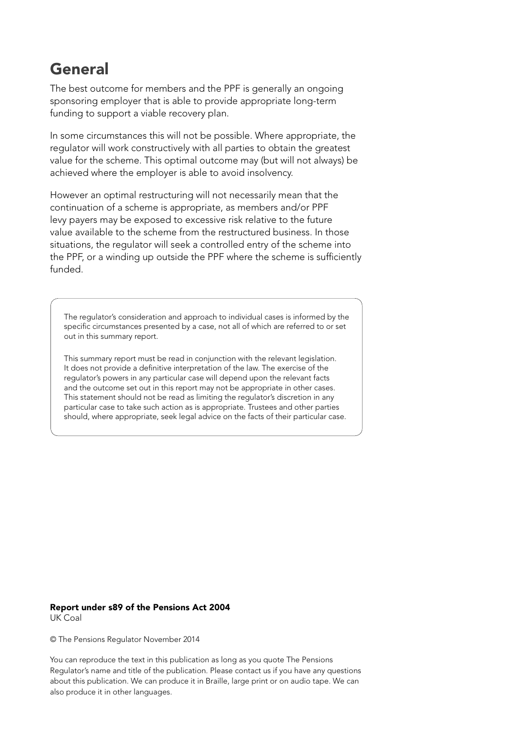## General

The best outcome for members and the PPF is generally an ongoing sponsoring employer that is able to provide appropriate long-term funding to support a viable recovery plan.

In some circumstances this will not be possible. Where appropriate, the regulator will work constructively with all parties to obtain the greatest value for the scheme. This optimal outcome may (but will not always) be achieved where the employer is able to avoid insolvency.

However an optimal restructuring will not necessarily mean that the continuation of a scheme is appropriate, as members and/or PPF levy payers may be exposed to excessive risk relative to the future value available to the scheme from the restructured business. In those situations, the regulator will seek a controlled entry of the scheme into the PPF, or a winding up outside the PPF where the scheme is sufficiently funded.

The regulator's consideration and approach to individual cases is informed by the specific circumstances presented by a case, not all of which are referred to or set out in this summary report.

This summary report must be read in conjunction with the relevant legislation. It does not provide a definitive interpretation of the law. The exercise of the regulator's powers in any particular case will depend upon the relevant facts and the outcome set out in this report may not be appropriate in other cases. This statement should not be read as limiting the regulator's discretion in any particular case to take such action as is appropriate. Trustees and other parties should, where appropriate, seek legal advice on the facts of their particular case.

**Report under s89 of the Pensions Act 2004**
UK Coal

© The Pensions Regulator November 2014

You can reproduce the text in this publication as long as you quote The Pensions Regulator's name and title of the publication. Please contact us if you have any questions about this publication. We can produce it in Braille, large print or on audio tape. We can also produce it in other languages.